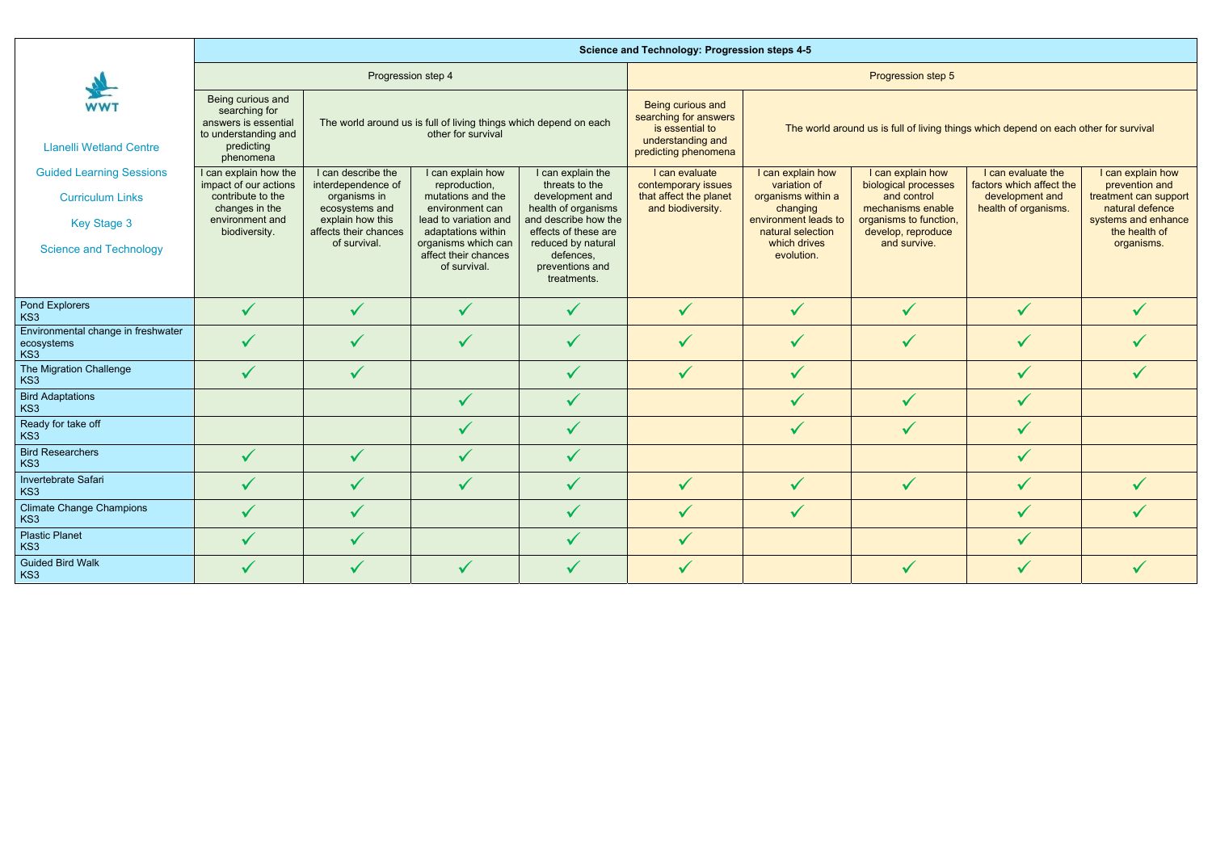| WWT<br>Llanelli Wetland Centre<br>Guided Learning Sessions<br>Curriculum Links<br>Key Stage 3<br>Science and Technology | **Science and Technology: Progression steps 4-5** | | | | | | | | |
|---|---|---|---|---|---|---|---|---|---|
| | Progression step 4 | | | | Progression step 5 | | | | |
| | Being curious and searching for answers is essential to understanding and predicting phenomena | The world around us is full of living things which depend on each other for survival | | | Being curious and searching for answers is essential to understanding and predicting phenomena | The world around us is full of living things which depend on each other for survival | | | |
| | I can explain how the impact of our actions contribute to the changes in the environment and biodiversity. | I can describe the interdependence of organisms in ecosystems and explain how this affects their chances of survival. | I can explain how reproduction, mutations and the environment can lead to variation and adaptations within organisms which can affect their chances of survival. | I can explain the threats to the development and health of organisms and describe how the effects of these are reduced by natural defences, preventions and treatments. | I can evaluate contemporary issues that affect the planet and biodiversity. | I can explain how variation of organisms within a changing environment leads to natural selection which drives evolution. | I can explain how biological processes and control mechanisms enable organisms to function, develop, reproduce and survive. | I can evaluate the factors which affect the development and health of organisms. | I can explain how prevention and treatment can support natural defence systems and enhance the health of organisms. |
| Pond Explorers<br>KS3 | ✓ | ✓ | ✓ | ✓ | ✓ | ✓ | ✓ | ✓ | ✓ |
| Environmental change in freshwater ecosystems<br>KS3 | ✓ | ✓ | ✓ | ✓ | ✓ | ✓ | ✓ | ✓ | ✓ |
| The Migration Challenge<br>KS3 | ✓ | ✓ | | ✓ | ✓ | ✓ | | ✓ | ✓ |
| Bird Adaptations<br>KS3 | | | ✓ | ✓ | | ✓ | ✓ | ✓ | |
| Ready for take off<br>KS3 | | | ✓ | ✓ | | ✓ | ✓ | ✓ | |
| Bird Researchers<br>KS3 | ✓ | ✓ | ✓ | ✓ | | | | ✓ | |
| Invertebrate Safari<br>KS3 | ✓ | ✓ | ✓ | ✓ | ✓ | ✓ | ✓ | ✓ | ✓ |
| Climate Change Champions<br>KS3 | ✓ | ✓ | | ✓ | ✓ | ✓ | | ✓ | ✓ |
| Plastic Planet<br>KS3 | ✓ | ✓ | | ✓ | ✓ | | | ✓ | |
| Guided Bird Walk<br>KS3 | ✓ | ✓ | ✓ | ✓ | ✓ | | ✓ | ✓ | ✓ |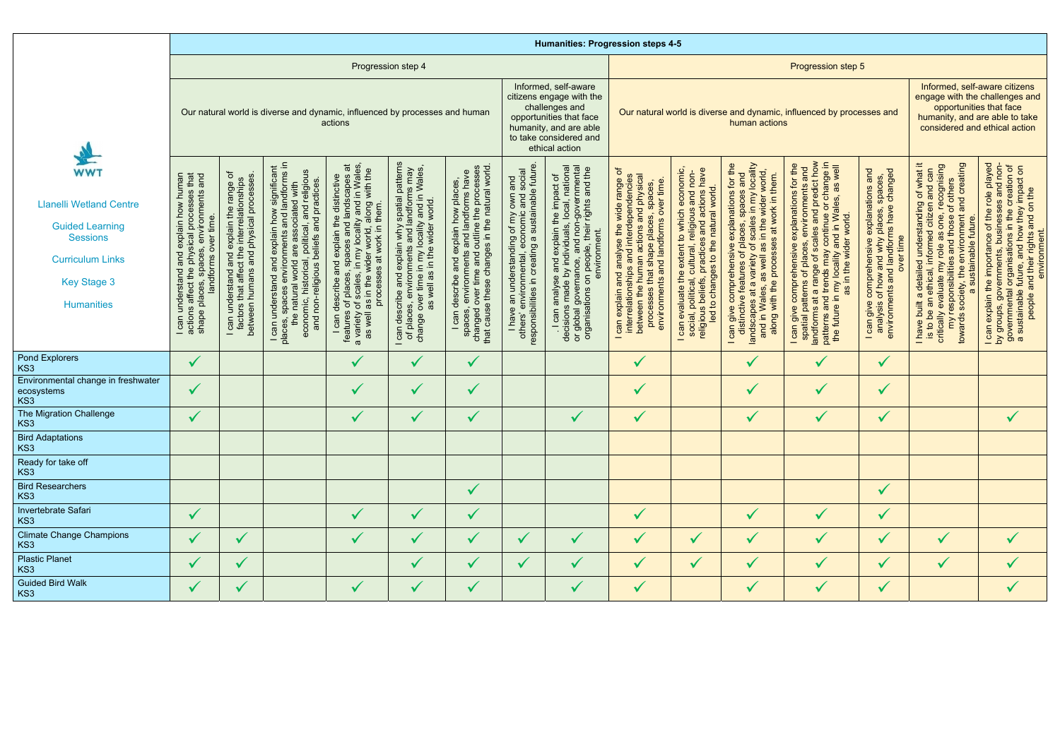| WWT Llanelli Wetland Centre<br><br>Guided Learning Sessions<br><br>Curriculum Links<br><br>Key Stage 3<br><br>Humanities | Humanities: Progression steps 4-5 | | | | | | | | | | | | | | |
|---|---|---|---|---|---|---|---|---|---|---|---|---|---|---|---|
| | Progression step 4 | | | | | | | | Progression step 5 | | | | | | |
| | Our natural world is diverse and dynamic, influenced by processes and human actions | | | | | | Informed, self-aware citizens engage with the challenges and opportunities that face humanity, and are able to take considered and ethical action | | Our natural world is diverse and dynamic, influenced by processes and human actions | | | | | Informed, self-aware citizens engage with the challenges and opportunities that face humanity, and are able to take considered and ethical action | |
| | I can understand and explain how human actions affect the physical processes that shape places, spaces, environments and landforms over time. | I can understand and explain the range of factors that affect the interrelationships between humans and physical processes. | I can understand and explain how significant places, spaces environments and landforms in the natural world are associated with economic, historical, political, and religious and non-religious beliefs and practices. | I can describe and explain the distinctive features of places, spaces and landscapes at a variety of scales, in my locality and in Wales, as well as in the wider world, along with the processes at work in them. | I can describe and explain why spatial patterns of places, environments and landforms may change over time in my locality and in Wales, as well as in the wider world. | I can describe and explain how places, spaces, environments and landforms have changed over time and outline the processes that cause these changes in the natural world. | I have an understanding of my own and others' environmental, economic and social responsibilities in creating a sustainable future. | . I can analyse and explain the impact of decisions made by individuals, local, national or global governance, and non-governmental organisations on people, their rights and the environment. | I can explain and analyse the wide range of interrelationships and interdependencies between the human actions and physical processes that shape places, spaces, environments and landforms over time. | I can evaluate the extent to which economic, social, political, cultural, religious and non-religious beliefs, practices and actions have led to changes to the natural world. | I can give comprehensive explanations for the distinctive features of places, spaces and landscapes at a variety of scales in my locality and in Wales, as well as in the wider world, along with the processes at work in them. | I can give comprehensive explanations for the spatial patterns of places, environments and landforms at a range of scales and predict how patterns and trends may continue or change in the future in my locality and in Wales, as well as in the wider world. | I can give comprehensive explanations and analysis of how and why places, spaces, environments and landforms have changed over time | I have built a detailed understanding of what it is to be an ethical, informed citizen and can critically evaluate my role as one, recognising my responsibilities and those of others towards society, the environment and creating a sustainable future. | I can explain the importance of the role played by groups, governments, businesses and non-governmental organisations in the creation of a sustainable future, and how they impact on people and their rights and on the environment. |
| Pond Explorers KS3 | ✓ | | | ✓ | ✓ | ✓ | | | ✓ | | ✓ | ✓ | ✓ | | |
| Environmental change in freshwater ecosystems KS3 | ✓ | | | ✓ | ✓ | ✓ | | | ✓ | | ✓ | ✓ | ✓ | | |
| The Migration Challenge KS3 | ✓ | | | ✓ | ✓ | ✓ | | ✓ | ✓ | | ✓ | ✓ | ✓ | | ✓ |
| Bird Adaptations KS3 | | | | | | | | | | | | | | | |
| Ready for take off KS3 | | | | | | | | | | | | | | | |
| Bird Researchers KS3 | | | | | | ✓ | | | | | | | ✓ | | |
| Invertebrate Safari KS3 | ✓ | | | ✓ | ✓ | ✓ | | | ✓ | | ✓ | ✓ | ✓ | | |
| Climate Change Champions KS3 | ✓ | ✓ | | ✓ | ✓ | ✓ | ✓ | ✓ | ✓ | ✓ | ✓ | ✓ | ✓ | ✓ | ✓ |
| Plastic Planet KS3 | ✓ | ✓ | | | ✓ | ✓ | ✓ | ✓ | ✓ | ✓ | ✓ | ✓ | ✓ | ✓ | ✓ |
| Guided Bird Walk KS3 | ✓ | ✓ | | ✓ | ✓ | ✓ | | ✓ | ✓ | | ✓ | ✓ | ✓ | | ✓ |